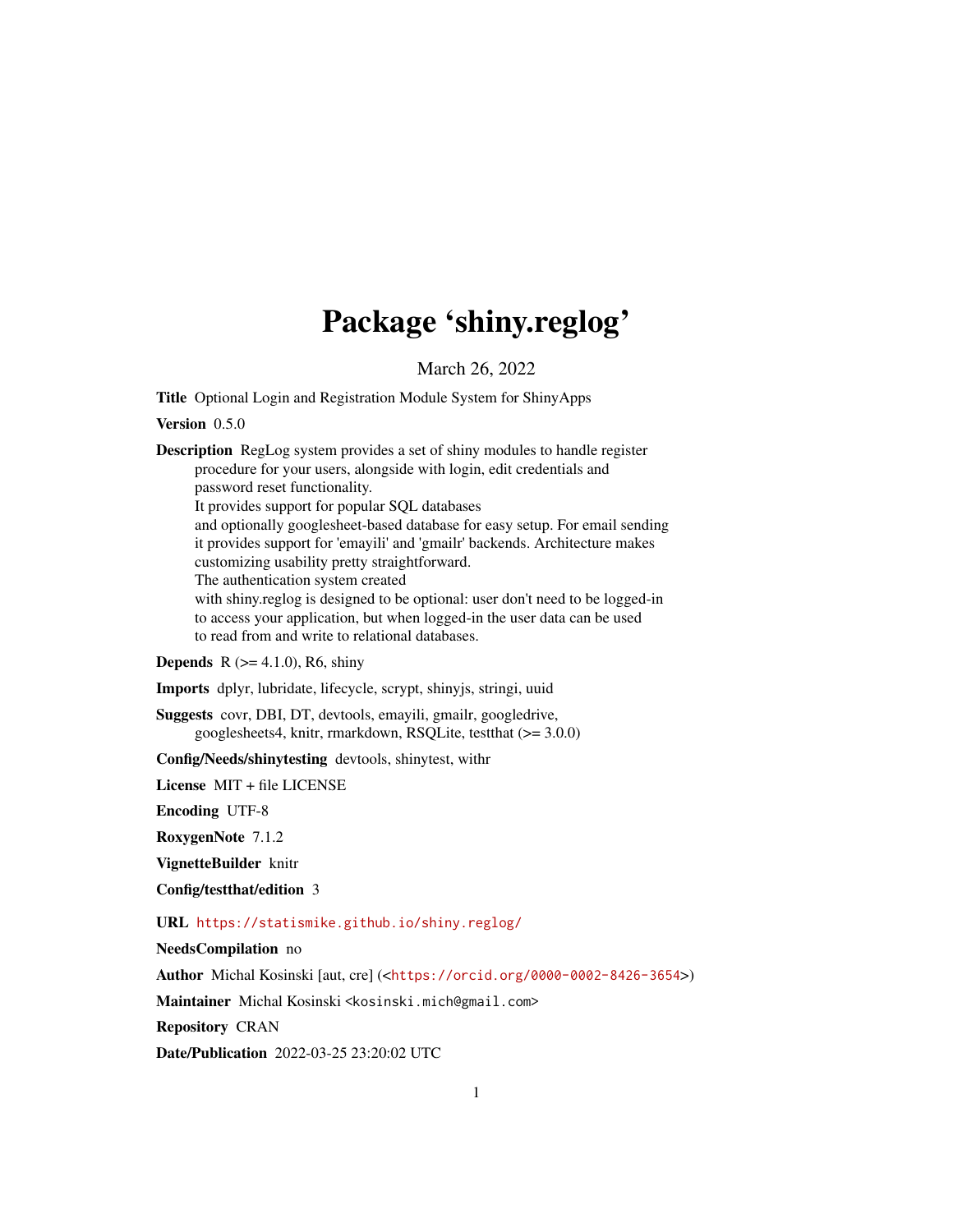# Package 'shiny.reglog'

March 26, 2022

**Title** Optional Login and Registration Module System for ShinyApps

**Version** 0.5.0

**Description** RegLog system provides a set of shiny modules to handle register procedure for your users, alongside with login, edit credentials and password reset functionality.
It provides support for popular SQL databases and optionally googlesheet-based database for easy setup. For email sending it provides support for 'emayili' and 'gmailr' backends. Architecture makes customizing usability pretty straightforward.
The authentication system created with shiny.reglog is designed to be optional: user don't need to be logged-in to access your application, but when logged-in the user data can be used to read from and write to relational databases.

**Depends** R (>= 4.1.0), R6, shiny

**Imports** dplyr, lubridate, lifecycle, scrypt, shinyjs, stringi, uuid

**Suggests** covr, DBI, DT, devtools, emayili, gmailr, googledrive, googlesheets4, knitr, rmarkdown, RSQLite, testthat (>= 3.0.0)

**Config/Needs/shinytesting** devtools, shinytest, withr

**License** MIT + file LICENSE

**Encoding** UTF-8

**RoxygenNote** 7.1.2

**VignetteBuilder** knitr

**Config/testthat/edition** 3

**URL** https://statismike.github.io/shiny.reglog/

**NeedsCompilation** no

**Author** Michal Kosinski [aut, cre] (<https://orcid.org/0000-0002-8426-3654>)

**Maintainer** Michal Kosinski <kosinski.mich@gmail.com>

**Repository** CRAN

**Date/Publication** 2022-03-25 23:20:02 UTC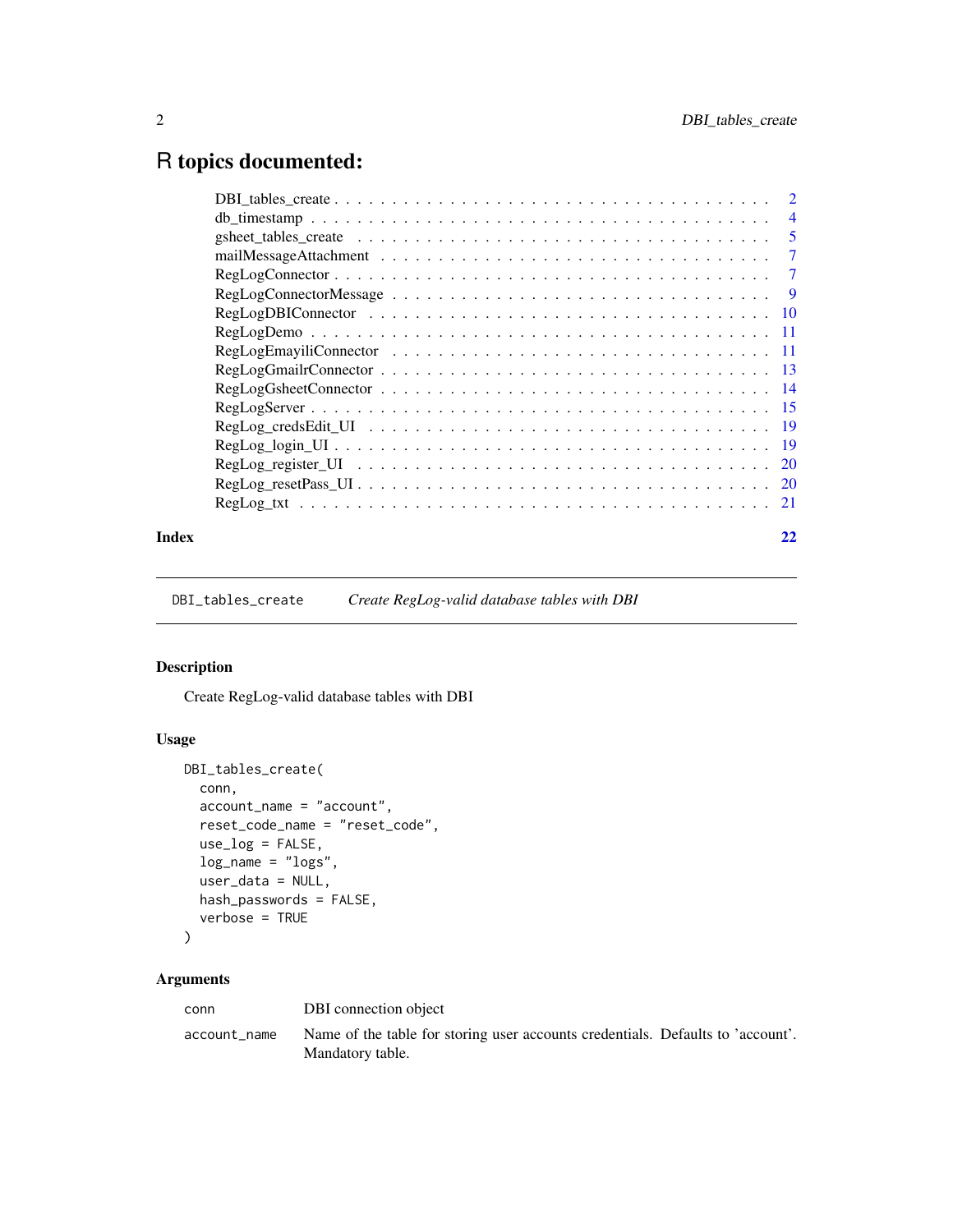# R topics documented:

| | |
|---|---|
| DBI_tables_create | 2 |
| db_timestamp | 4 |
| gsheet_tables_create | 5 |
| mailMessageAttachment | 7 |
| RegLogConnector | 7 |
| RegLogConnectorMessage | 9 |
| RegLogDBIConnector | 10 |
| RegLogDemo | 11 |
| RegLogEmayiliConnector | 11 |
| RegLogGmailrConnector | 13 |
| RegLogGsheetConnector | 14 |
| RegLogServer | 15 |
| RegLog_credsEdit_UI | 19 |
| RegLog_login_UI | 19 |
| RegLog_register_UI | 20 |
| RegLog_resetPass_UI | 20 |
| RegLog_txt | 21 |
| **Index** | **22** |

---

`DBI_tables_create` *Create RegLog-valid database tables with DBI*

---

## Description

Create RegLog-valid database tables with DBI

## Usage

```
DBI_tables_create(
  conn,
  account_name = "account",
  reset_code_name = "reset_code",
  use_log = FALSE,
  log_name = "logs",
  user_data = NULL,
  hash_passwords = FALSE,
  verbose = TRUE
)
```

## Arguments

| | |
|---|---|
| `conn` | DBI connection object |
| `account_name` | Name of the table for storing user accounts credentials. Defaults to 'account'. Mandatory table. |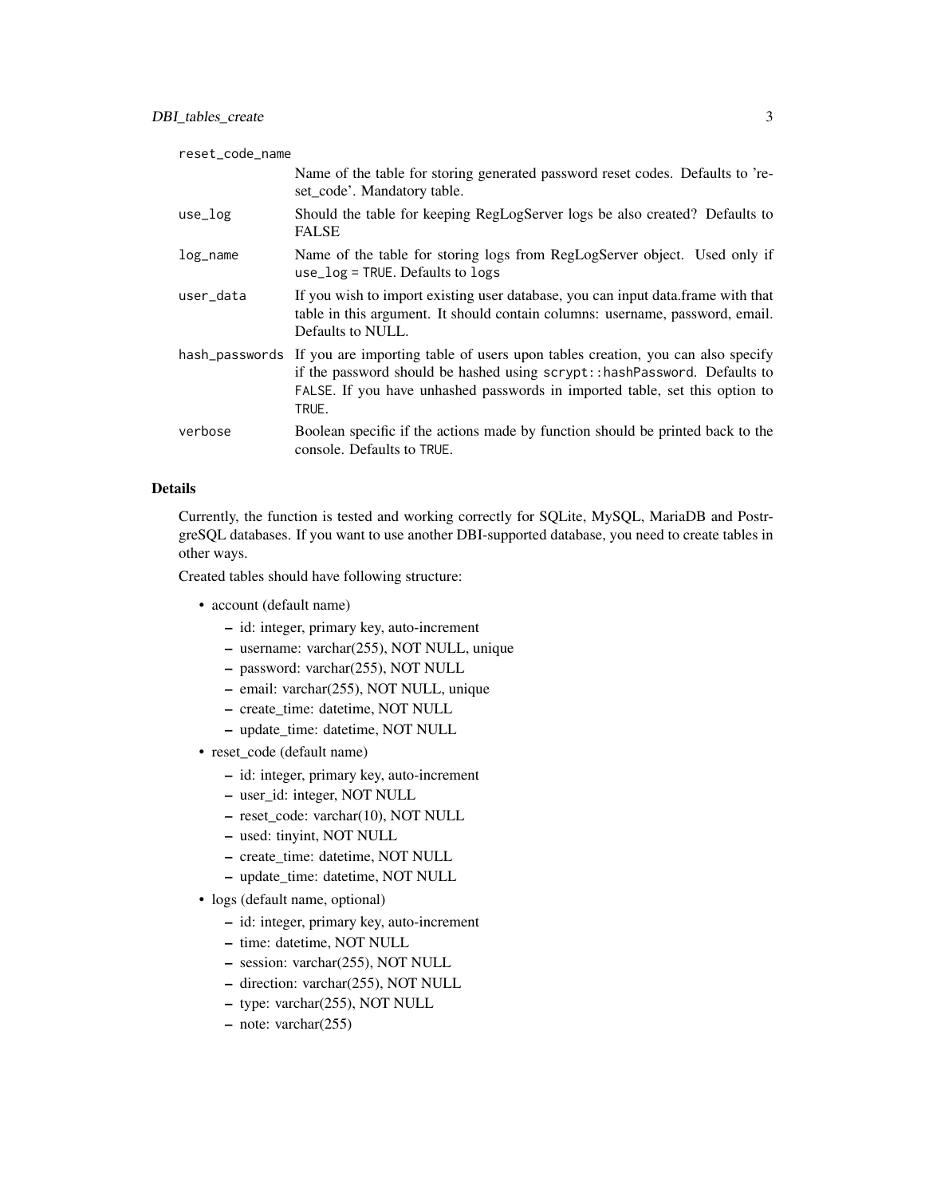`reset_code_name`
: Name of the table for storing generated password reset codes. Defaults to 'reset_code'. Mandatory table.

`use_log`
: Should the table for keeping RegLogServer logs be also created? Defaults to FALSE

`log_name`
: Name of the table for storing logs from RegLogServer object. Used only if `use_log = TRUE`. Defaults to `logs`

`user_data`
: If you wish to import existing user database, you can input data.frame with that table in this argument. It should contain columns: username, password, email. Defaults to NULL.

`hash_passwords`
: If you are importing table of users upon tables creation, you can also specify if the password should be hashed using `scrypt::hashPassword`. Defaults to `FALSE`. If you have unhashed passwords in imported table, set this option to `TRUE`.

`verbose`
: Boolean specific if the actions made by function should be printed back to the console. Defaults to `TRUE`.

### Details

Currently, the function is tested and working correctly for SQLite, MySQL, MariaDB and PostrgreSQL databases. If you want to use another DBI-supported database, you need to create tables in other ways.

Created tables should have following structure:

- account (default name)
  - id: integer, primary key, auto-increment
  - username: varchar(255), NOT NULL, unique
  - password: varchar(255), NOT NULL
  - email: varchar(255), NOT NULL, unique
  - create_time: datetime, NOT NULL
  - update_time: datetime, NOT NULL
- reset_code (default name)
  - id: integer, primary key, auto-increment
  - user_id: integer, NOT NULL
  - reset_code: varchar(10), NOT NULL
  - used: tinyint, NOT NULL
  - create_time: datetime, NOT NULL
  - update_time: datetime, NOT NULL
- logs (default name, optional)
  - id: integer, primary key, auto-increment
  - time: datetime, NOT NULL
  - session: varchar(255), NOT NULL
  - direction: varchar(255), NOT NULL
  - type: varchar(255), NOT NULL
  - note: varchar(255)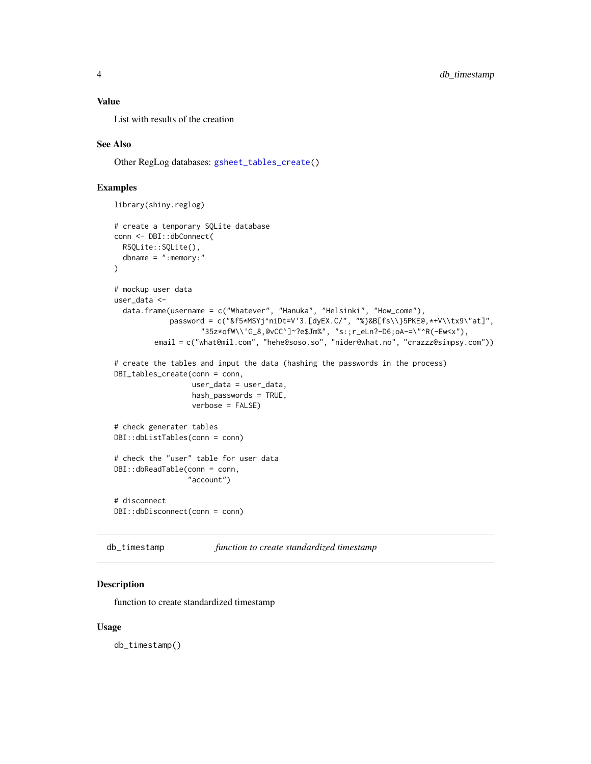## Value

List with results of the creation

## See Also

Other RegLog databases: `gsheet_tables_create()`

## Examples

```
library(shiny.reglog)

# create a tenporary SQLite database
conn <- DBI::dbConnect(
  RSQLite::SQLite(),
  dbname = ":memory:"
)

# mockup user data
user_data <-
  data.frame(username = c("Whatever", "Hanuka", "Helsinki", "How_come"),
             password = c("&f5*MSYj^niDt=V'3.[dyEX.C/", "%}&B[fs\\}5PKE@,*+V\\tx9\"at]",
                          "35z*ofW\\'G_8,@vCC`]~?e$Jm%", "s:;r_eLn?-D6;oA-=\"^R(-Ew<x"),
          email = c("what@mil.com", "hehe@soso.so", "nider@what.no", "crazzz@simpsy.com"))

# create the tables and input the data (hashing the passwords in the process)
DBI_tables_create(conn = conn,
                  user_data = user_data,
                  hash_passwords = TRUE,
                  verbose = FALSE)

# check generater tables
DBI::dbListTables(conn = conn)

# check the "user" table for user data
DBI::dbReadTable(conn = conn,
                 "account")

# disconnect
DBI::dbDisconnect(conn = conn)
```

---

# db_timestamp — *function to create standardized timestamp*

## Description

function to create standardized timestamp

## Usage

```
db_timestamp()
```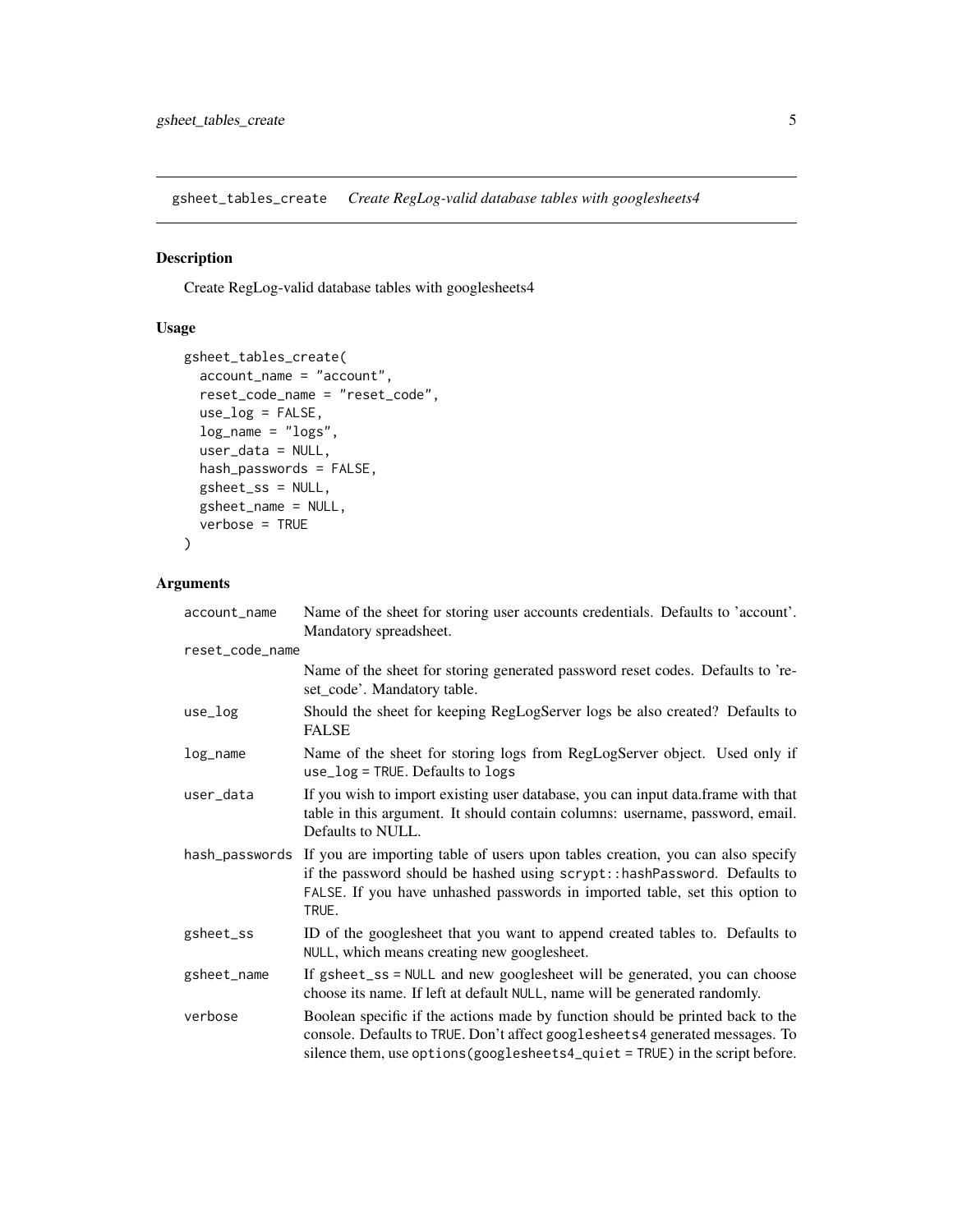## gsheet_tables_create *Create RegLog-valid database tables with googlesheets4*

### Description

Create RegLog-valid database tables with googlesheets4

### Usage

```
gsheet_tables_create(
  account_name = "account",
  reset_code_name = "reset_code",
  use_log = FALSE,
  log_name = "logs",
  user_data = NULL,
  hash_passwords = FALSE,
  gsheet_ss = NULL,
  gsheet_name = NULL,
  verbose = TRUE
)
```

### Arguments

| Argument | Description |
| --- | --- |
| `account_name` | Name of the sheet for storing user accounts credentials. Defaults to 'account'. Mandatory spreadsheet. |
| `reset_code_name` | Name of the sheet for storing generated password reset codes. Defaults to 'reset_code'. Mandatory table. |
| `use_log` | Should the sheet for keeping RegLogServer logs be also created? Defaults to FALSE |
| `log_name` | Name of the sheet for storing logs from RegLogServer object. Used only if `use_log = TRUE`. Defaults to `logs` |
| `user_data` | If you wish to import existing user database, you can input data.frame with that table in this argument. It should contain columns: username, password, email. Defaults to NULL. |
| `hash_passwords` | If you are importing table of users upon tables creation, you can also specify if the password should be hashed using `scrypt::hashPassword`. Defaults to `FALSE`. If you have unhashed passwords in imported table, set this option to `TRUE`. |
| `gsheet_ss` | ID of the googlesheet that you want to append created tables to. Defaults to `NULL`, which means creating new googlesheet. |
| `gsheet_name` | If `gsheet_ss = NULL` and new googlesheet will be generated, you can choose choose its name. If left at default `NULL`, name will be generated randomly. |
| `verbose` | Boolean specific if the actions made by function should be printed back to the console. Defaults to `TRUE`. Don't affect `googlesheets4` generated messages. To silence them, use `options(googlesheets4_quiet = TRUE)` in the script before. |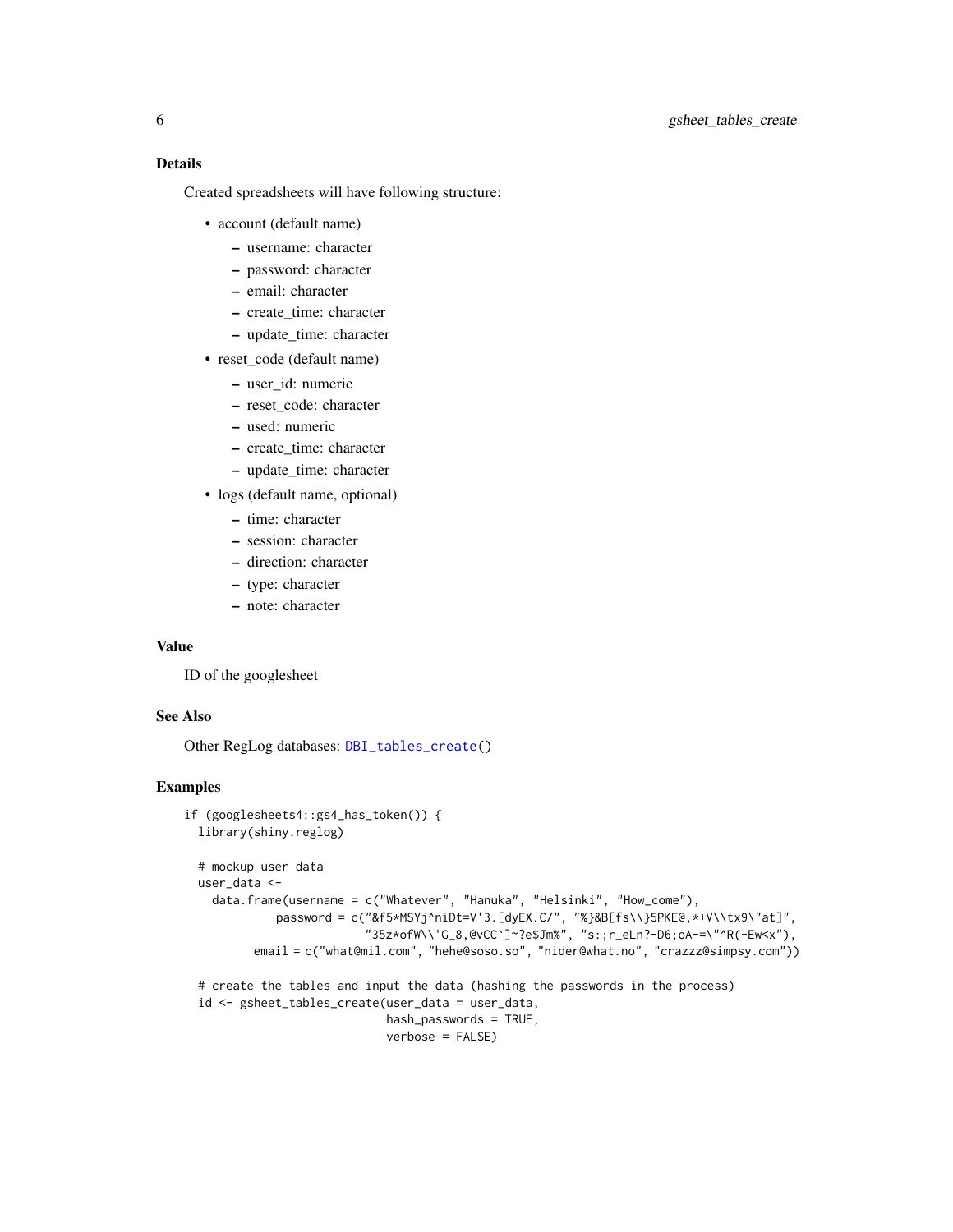## Details

Created spreadsheets will have following structure:

- account (default name)
  - username: character
  - password: character
  - email: character
  - create_time: character
  - update_time: character
- reset_code (default name)
  - user_id: numeric
  - reset_code: character
  - used: numeric
  - create_time: character
  - update_time: character
- logs (default name, optional)
  - time: character
  - session: character
  - direction: character
  - type: character
  - note: character

## Value

ID of the googlesheet

## See Also

Other RegLog databases: DBI_tables_create()

## Examples

```
if (googlesheets4::gs4_has_token()) {
  library(shiny.reglog)

  # mockup user data
  user_data <-
    data.frame(username = c("Whatever", "Hanuka", "Helsinki", "How_come"),
               password = c("&f5*MSYj^niDt=V'3.[dyEX.C/", "%}&B[fs\\}5PKE@,*+V\\tx9\"at]",
                            "35z*ofW\\'G_8,@vCC`]~?e$Jm%", "s:;r_eLn?-D6;oA-=\"^R(-Ew<x"),
             email = c("what@mil.com", "hehe@soso.so", "nider@what.no", "crazzz@simpsy.com"))

  # create the tables and input the data (hashing the passwords in the process)
  id <- gsheet_tables_create(user_data = user_data,
                             hash_passwords = TRUE,
                             verbose = FALSE)
```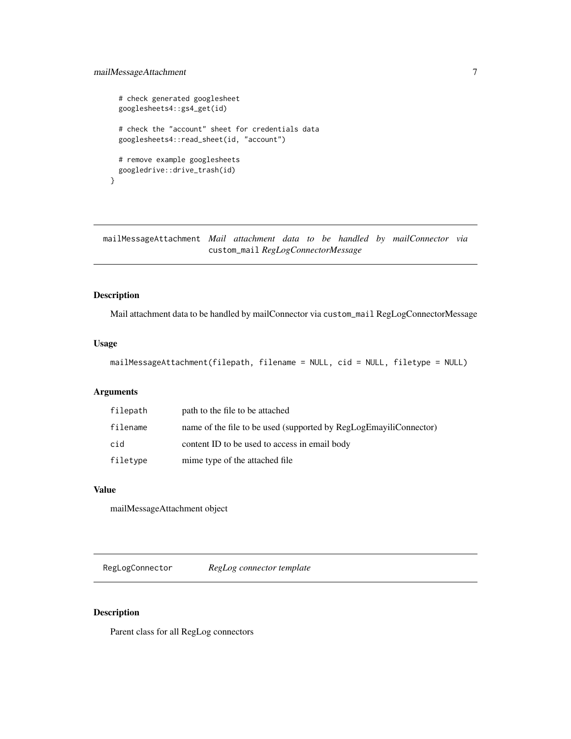```
  # check generated googlesheet
  googlesheets4::gs4_get(id)

  # check the "account" sheet for credentials data
  googlesheets4::read_sheet(id, "account")

  # remove example googlesheets
  googledrive::drive_trash(id)
}
```

## mailMessageAttachment *Mail attachment data to be handled by mailConnector via* `custom_mail` *RegLogConnectorMessage*

### Description

Mail attachment data to be handled by mailConnector via `custom_mail` RegLogConnectorMessage

### Usage

```
mailMessageAttachment(filepath, filename = NULL, cid = NULL, filetype = NULL)
```

### Arguments

| | |
|---|---|
| `filepath` | path to the file to be attached |
| `filename` | name of the file to be used (supported by RegLogEmayiliConnector) |
| `cid` | content ID to be used to access in email body |
| `filetype` | mime type of the attached file |

### Value

mailMessageAttachment object

## RegLogConnector *RegLog connector template*

### Description

Parent class for all RegLog connectors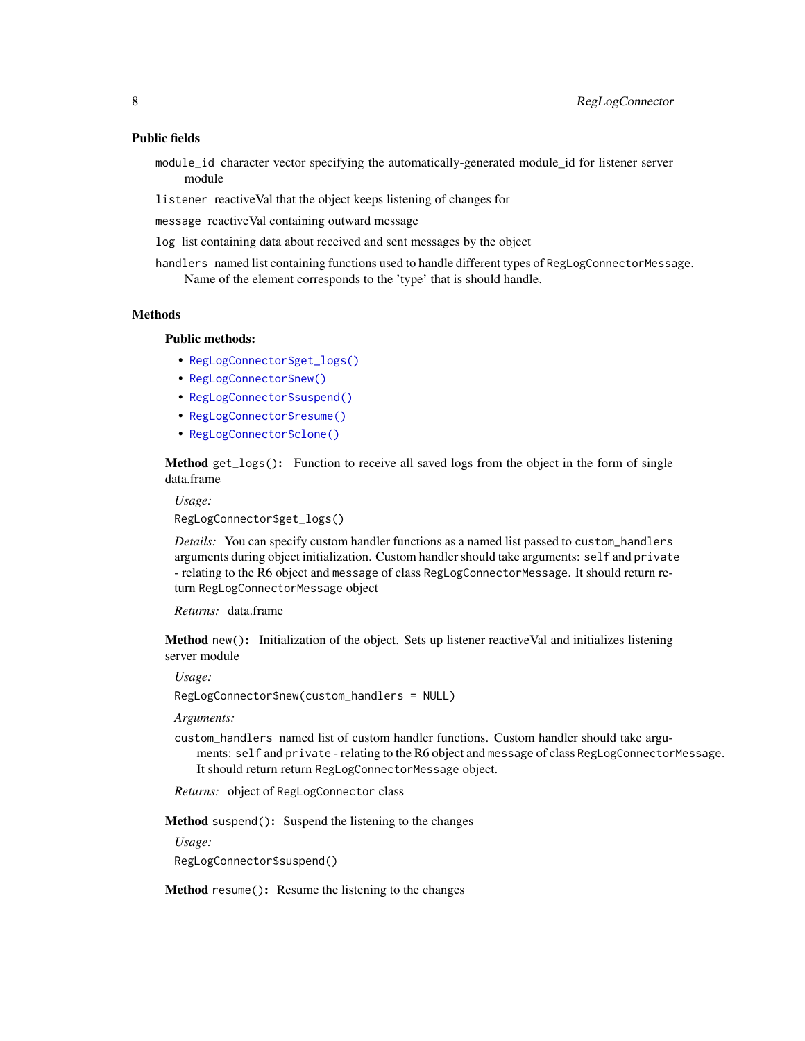### Public fields

`module_id` character vector specifying the automatically-generated module_id for listener server module

`listener` reactiveVal that the object keeps listening of changes for

`message` reactiveVal containing outward message

`log` list containing data about received and sent messages by the object

`handlers` named list containing functions used to handle different types of `RegLogConnectorMessage`. Name of the element corresponds to the 'type' that is should handle.

### Methods

#### Public methods:

- `RegLogConnector$get_logs()`
- `RegLogConnector$new()`
- `RegLogConnector$suspend()`
- `RegLogConnector$resume()`
- `RegLogConnector$clone()`

**Method** `get_logs()`**:** Function to receive all saved logs from the object in the form of single data.frame

*Usage:*

```
RegLogConnector$get_logs()
```

*Details:* You can specify custom handler functions as a named list passed to `custom_handlers` arguments during object initialization. Custom handler should take arguments: `self` and `private` - relating to the R6 object and `message` of class `RegLogConnectorMessage`. It should return return `RegLogConnectorMessage` object

*Returns:* data.frame

**Method** `new()`**:** Initialization of the object. Sets up listener reactiveVal and initializes listening server module

*Usage:*

```
RegLogConnector$new(custom_handlers = NULL)
```

*Arguments:*

`custom_handlers` named list of custom handler functions. Custom handler should take arguments: `self` and `private` - relating to the R6 object and `message` of class `RegLogConnectorMessage`. It should return return `RegLogConnectorMessage` object.

*Returns:* object of `RegLogConnector` class

**Method** `suspend()`**:** Suspend the listening to the changes

*Usage:*

```
RegLogConnector$suspend()
```

**Method** `resume()`**:** Resume the listening to the changes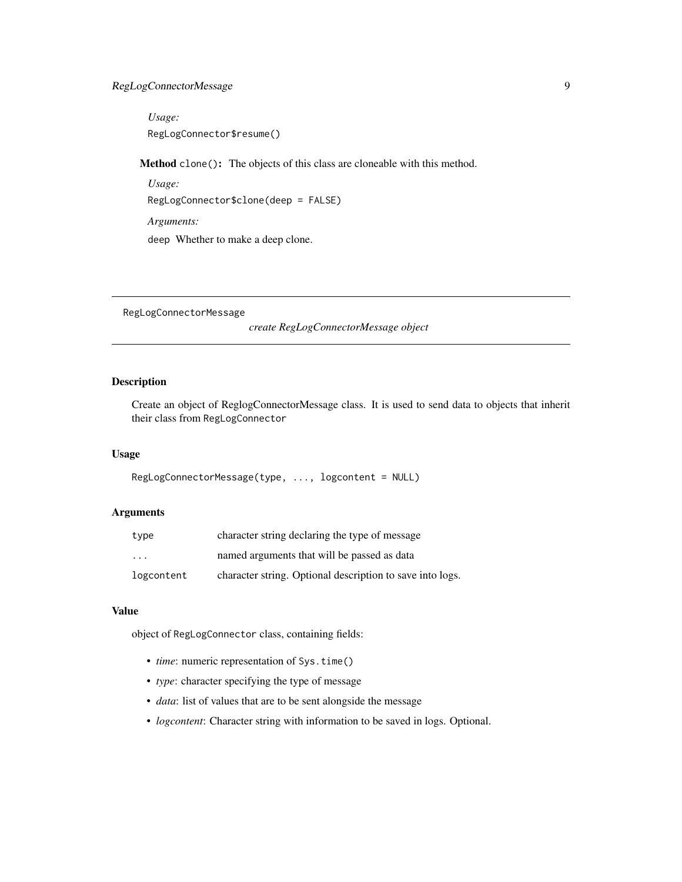*Usage:*

```
RegLogConnector$resume()
```

**Method** `clone()`**:** The objects of this class are cloneable with this method.

*Usage:*

```
RegLogConnector$clone(deep = FALSE)
```

*Arguments:*

`deep` Whether to make a deep clone.

---

## RegLogConnectorMessage

*create RegLogConnectorMessage object*

---

### Description

Create an object of ReglogConnectorMessage class. It is used to send data to objects that inherit their class from `RegLogConnector`

### Usage

```
RegLogConnectorMessage(type, ..., logcontent = NULL)
```

### Arguments

| | |
|---|---|
| `type` | character string declaring the type of message |
| `...` | named arguments that will be passed as data |
| `logcontent` | character string. Optional description to save into logs. |

### Value

object of `RegLogConnector` class, containing fields:

- *time*: numeric representation of `Sys.time()`
- *type*: character specifying the type of message
- *data*: list of values that are to be sent alongside the message
- *logcontent*: Character string with information to be saved in logs. Optional.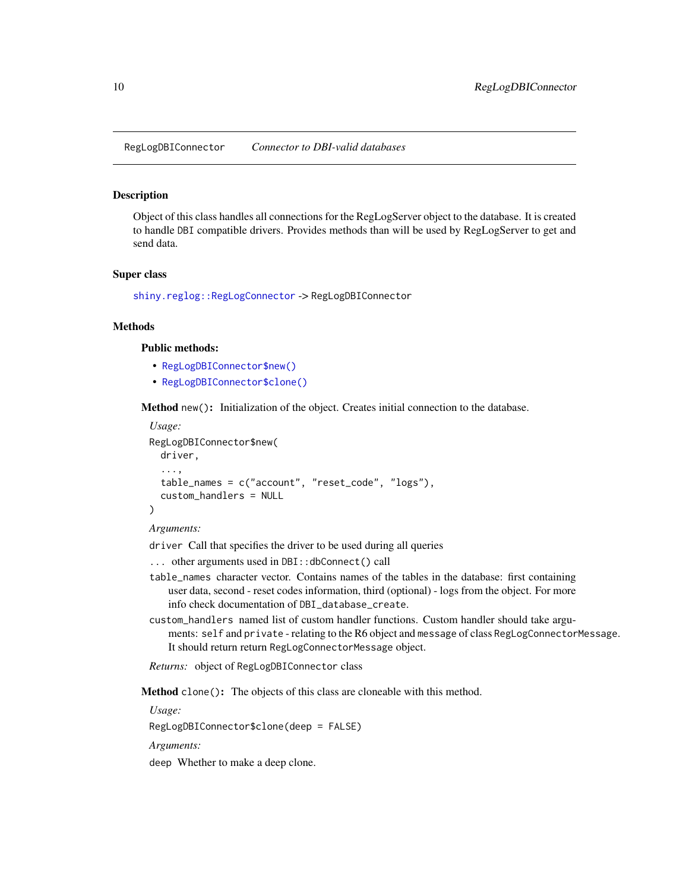`RegLogDBIConnector` *Connector to DBI-valid databases*

## Description

Object of this class handles all connections for the RegLogServer object to the database. It is created to handle `DBI` compatible drivers. Provides methods than will be used by RegLogServer to get and send data.

## Super class

`shiny.reglog::RegLogConnector` -> `RegLogDBIConnector`

## Methods

### Public methods:

- `RegLogDBIConnector$new()`
- `RegLogDBIConnector$clone()`

**Method** `new()`**:** Initialization of the object. Creates initial connection to the database.

*Usage:*

```
RegLogDBIConnector$new(
  driver,
  ...,
  table_names = c("account", "reset_code", "logs"),
  custom_handlers = NULL
)
```

*Arguments:*

`driver` Call that specifies the driver to be used during all queries

`...` other arguments used in `DBI::dbConnect()` call

`table_names` character vector. Contains names of the tables in the database: first containing user data, second - reset codes information, third (optional) - logs from the object. For more info check documentation of `DBI_database_create`.

`custom_handlers` named list of custom handler functions. Custom handler should take arguments: `self` and `private` - relating to the R6 object and `message` of class `RegLogConnectorMessage`. It should return return `RegLogConnectorMessage` object.

*Returns:* object of `RegLogDBIConnector` class

**Method** `clone()`**:** The objects of this class are cloneable with this method.

*Usage:*

```
RegLogDBIConnector$clone(deep = FALSE)
```

*Arguments:*

`deep` Whether to make a deep clone.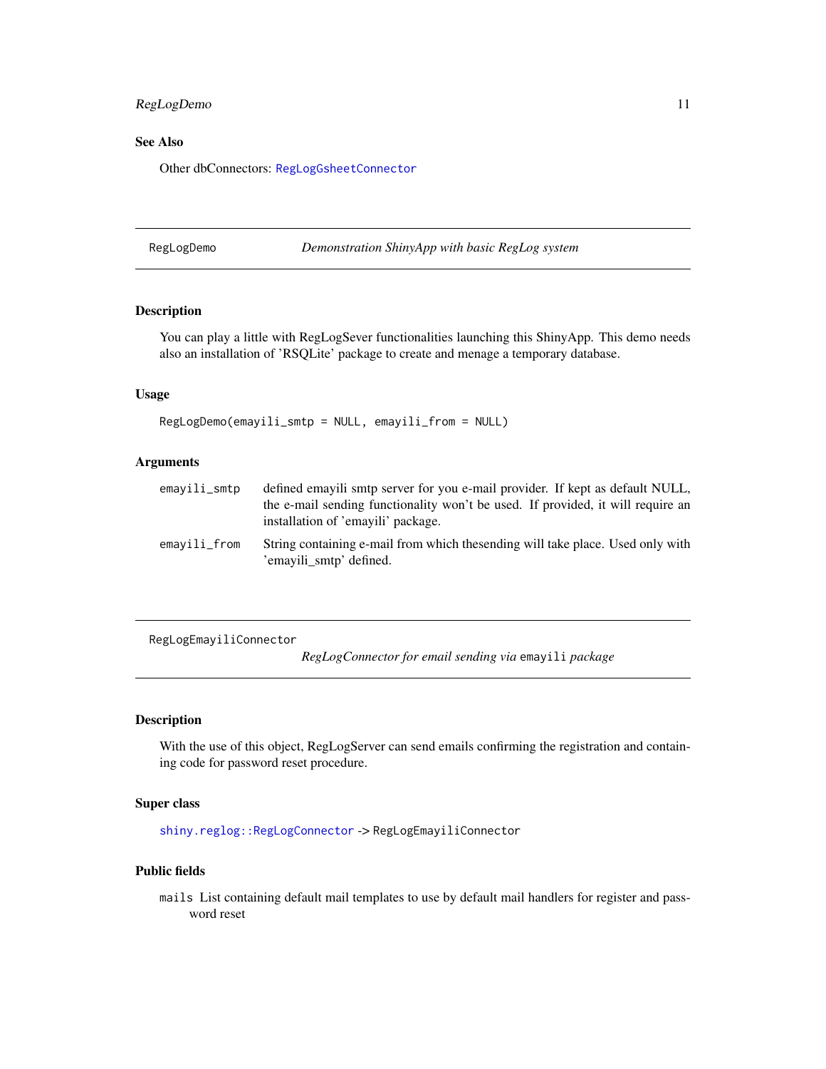### See Also

Other dbConnectors: `RegLogGsheetConnector`

---

## RegLogDemo — *Demonstration ShinyApp with basic RegLog system*

### Description

You can play a little with RegLogSever functionalities launching this ShinyApp. This demo needs also an installation of 'RSQLite' package to create and menage a temporary database.

### Usage

```
RegLogDemo(emayili_smtp = NULL, emayili_from = NULL)
```

### Arguments

| | |
|---|---|
| `emayili_smtp` | defined emayili smtp server for you e-mail provider. If kept as default NULL, the e-mail sending functionality won't be used. If provided, it will require an installation of 'emayili' package. |
| `emayili_from` | String containing e-mail from which thesending will take place. Used only with 'emayili_smtp' defined. |

---

## RegLogEmayiliConnector — *RegLogConnector for email sending via `emayili` package*

### Description

With the use of this object, RegLogServer can send emails confirming the registration and containing code for password reset procedure.

### Super class

`shiny.reglog::RegLogConnector` -> `RegLogEmayiliConnector`

### Public fields

`mails` List containing default mail templates to use by default mail handlers for register and password reset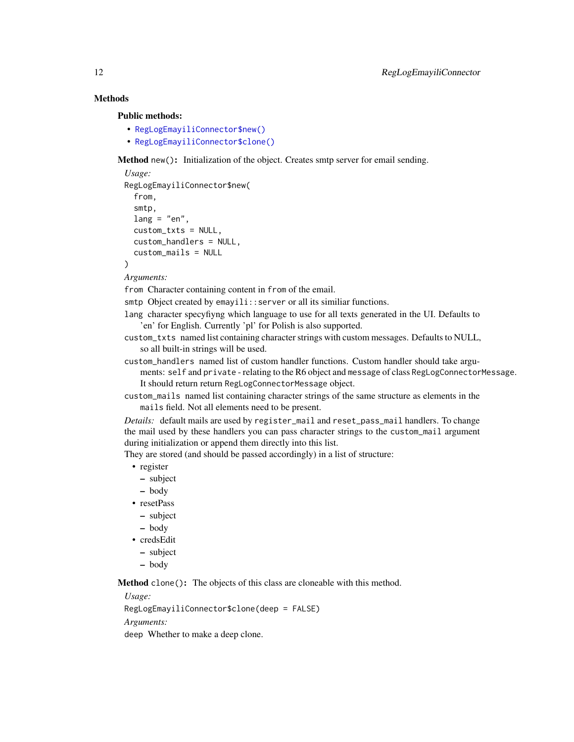### Methods

#### Public methods:

- `RegLogEmayiliConnector$new()`
- `RegLogEmayiliConnector$clone()`

**Method** `new()`**:** Initialization of the object. Creates smtp server for email sending.

*Usage:*

```
RegLogEmayiliConnector$new(
  from,
  smtp,
  lang = "en",
  custom_txts = NULL,
  custom_handlers = NULL,
  custom_mails = NULL
)
```

*Arguments:*

`from` Character containing content in `from` of the email.

`smtp` Object created by `emayili::server` or all its similiar functions.

`lang` character specyfiyng which language to use for all texts generated in the UI. Defaults to 'en' for English. Currently 'pl' for Polish is also supported.

`custom_txts` named list containing character strings with custom messages. Defaults to NULL, so all built-in strings will be used.

`custom_handlers` named list of custom handler functions. Custom handler should take arguments: `self` and `private` - relating to the R6 object and `message` of class `RegLogConnectorMessage`. It should return return `RegLogConnectorMessage` object.

`custom_mails` named list containing character strings of the same structure as elements in the `mails` field. Not all elements need to be present.

*Details:* default mails are used by `register_mail` and `reset_pass_mail` handlers. To change the mail used by these handlers you can pass character strings to the `custom_mail` argument during initialization or append them directly into this list.

They are stored (and should be passed accordingly) in a list of structure:

- register
  - subject
  - body
- resetPass
  - subject
  - body
- credsEdit
  - subject
  - body

**Method** `clone()`**:** The objects of this class are cloneable with this method.

*Usage:*

```
RegLogEmayiliConnector$clone(deep = FALSE)
```

*Arguments:*

`deep` Whether to make a deep clone.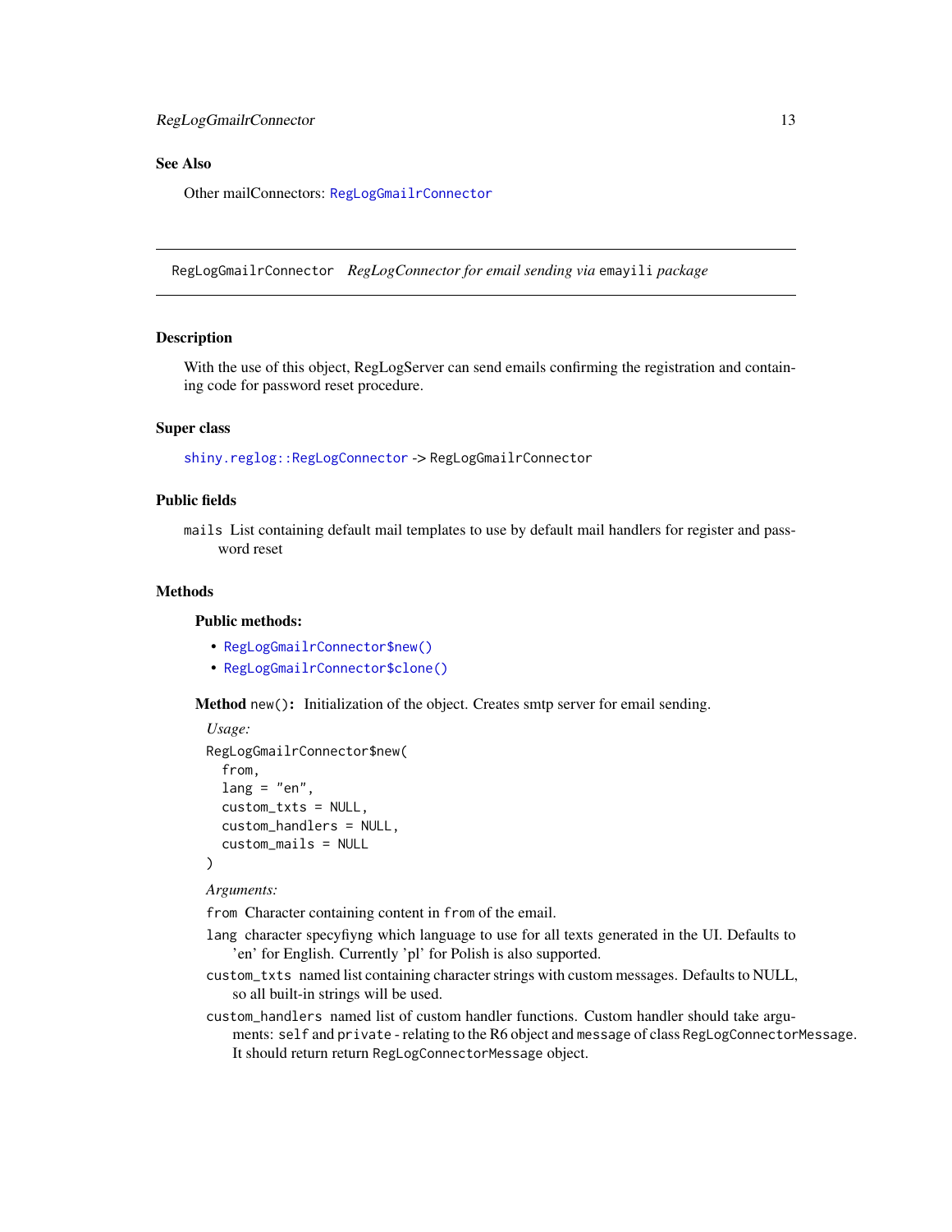## See Also

Other mailConnectors: `RegLogGmailrConnector`

---

`RegLogGmailrConnector` *RegLogConnector for email sending via* `emayili` *package*

---

## Description

With the use of this object, RegLogServer can send emails confirming the registration and containing code for password reset procedure.

## Super class

`shiny.reglog::RegLogConnector` -> `RegLogGmailrConnector`

## Public fields

`mails` List containing default mail templates to use by default mail handlers for register and password reset

## Methods

### Public methods:

- `RegLogGmailrConnector$new()`
- `RegLogGmailrConnector$clone()`

**Method** `new()`**:** Initialization of the object. Creates smtp server for email sending.

*Usage:*

```
RegLogGmailrConnector$new(
  from,
  lang = "en",
  custom_txts = NULL,
  custom_handlers = NULL,
  custom_mails = NULL
)
```

*Arguments:*

`from` Character containing content in `from` of the email.

`lang` character specyfiyng which language to use for all texts generated in the UI. Defaults to 'en' for English. Currently 'pl' for Polish is also supported.

`custom_txts` named list containing character strings with custom messages. Defaults to NULL, so all built-in strings will be used.

`custom_handlers` named list of custom handler functions. Custom handler should take arguments: `self` and `private` - relating to the R6 object and `message` of class `RegLogConnectorMessage`. It should return return `RegLogConnectorMessage` object.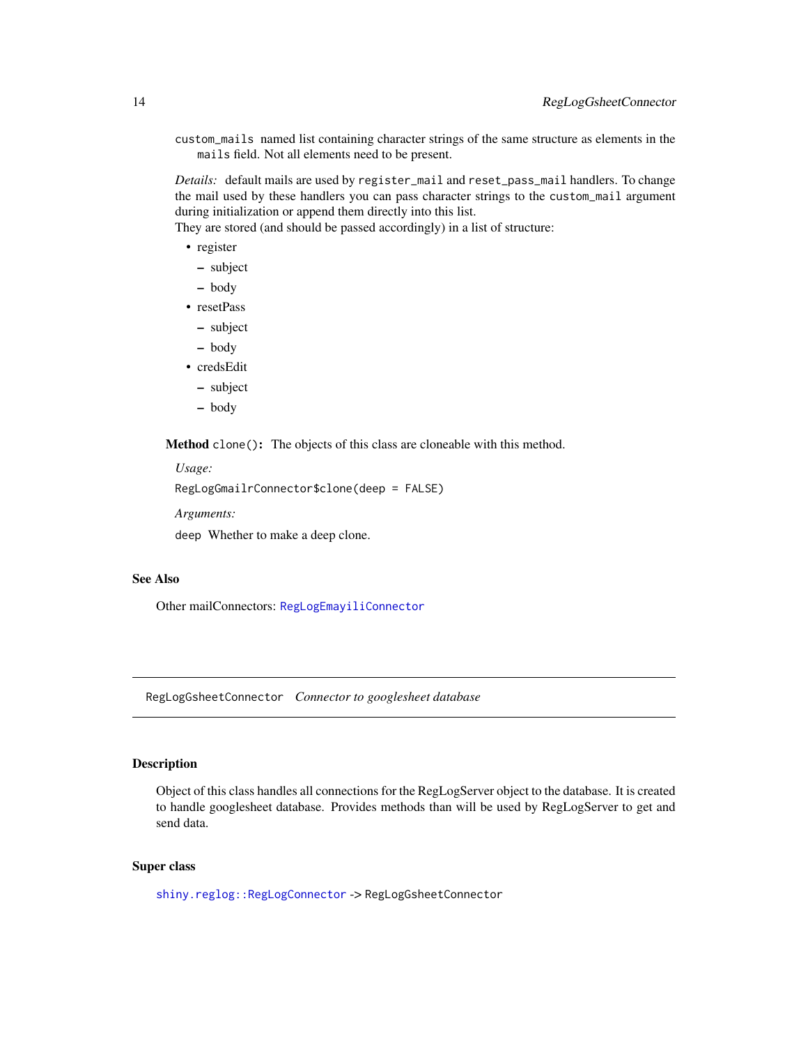`custom_mails` named list containing character strings of the same structure as elements in the `mails` field. Not all elements need to be present.

*Details:* default mails are used by `register_mail` and `reset_pass_mail` handlers. To change the mail used by these handlers you can pass character strings to the `custom_mail` argument during initialization or append them directly into this list.
They are stored (and should be passed accordingly) in a list of structure:

- register
  - subject
  - body
- resetPass
  - subject
  - body
- credsEdit
  - subject
  - body

**Method** `clone()`**:** The objects of this class are cloneable with this method.

*Usage:*

```
RegLogGmailrConnector$clone(deep = FALSE)
```

*Arguments:*

`deep` Whether to make a deep clone.

### See Also

Other mailConnectors: `RegLogEmayiliConnector`

---

## `RegLogGsheetConnector` *Connector to googlesheet database*

---

### Description

Object of this class handles all connections for the RegLogServer object to the database. It is created to handle googlesheet database. Provides methods than will be used by RegLogServer to get and send data.

### Super class

`shiny.reglog::RegLogConnector` -> `RegLogGsheetConnector`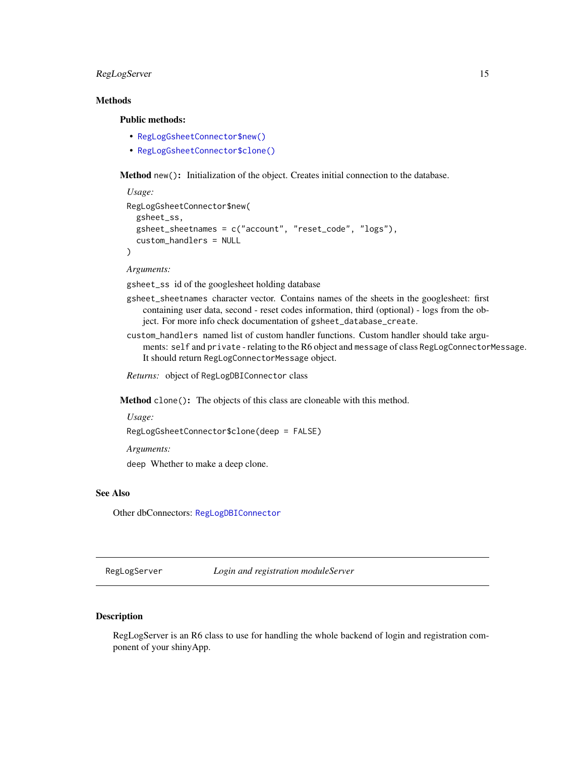### Methods

#### Public methods:

- `RegLogGsheetConnector$new()`
- `RegLogGsheetConnector$clone()`

**Method** `new()`**:** Initialization of the object. Creates initial connection to the database.

*Usage:*

```
RegLogGsheetConnector$new(
  gsheet_ss,
  gsheet_sheetnames = c("account", "reset_code", "logs"),
  custom_handlers = NULL
)
```

*Arguments:*

`gsheet_ss` id of the googlesheet holding database

`gsheet_sheetnames` character vector. Contains names of the sheets in the googlesheet: first containing user data, second - reset codes information, third (optional) - logs from the object. For more info check documentation of `gsheet_database_create`.

`custom_handlers` named list of custom handler functions. Custom handler should take arguments: `self` and `private` - relating to the R6 object and `message` of class `RegLogConnectorMessage`. It should return `RegLogConnectorMessage` object.

*Returns:* object of `RegLogDBIConnector` class

**Method** `clone()`**:** The objects of this class are cloneable with this method.

*Usage:*

```
RegLogGsheetConnector$clone(deep = FALSE)
```

*Arguments:*

`deep` Whether to make a deep clone.

### See Also

Other dbConnectors: `RegLogDBIConnector`

---

## RegLogServer *Login and registration moduleServer*

### Description

RegLogServer is an R6 class to use for handling the whole backend of login and registration component of your shinyApp.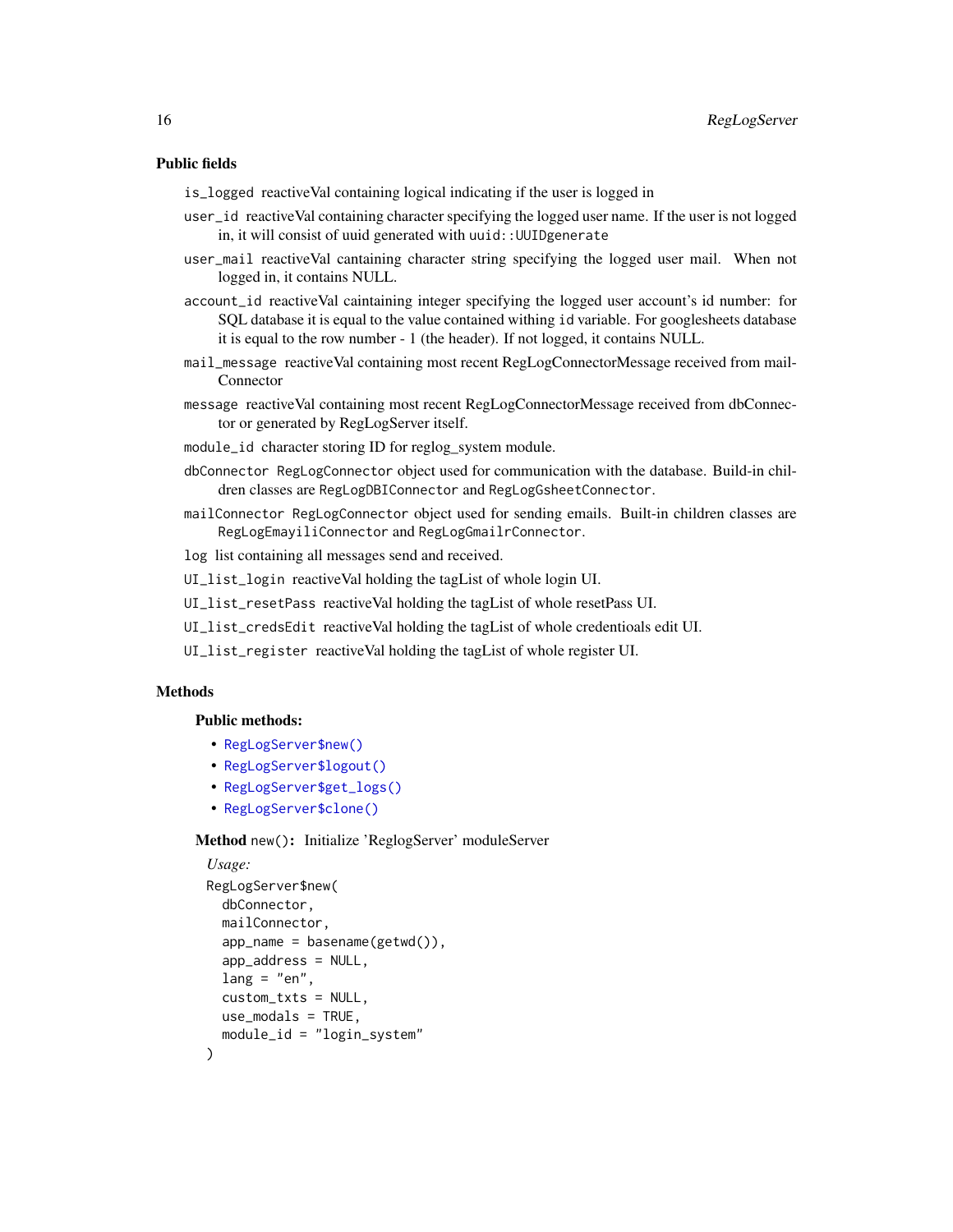### Public fields

- `is_logged` reactiveVal containing logical indicating if the user is logged in
- `user_id` reactiveVal containing character specifying the logged user name. If the user is not logged in, it will consist of uuid generated with `uuid::UUIDgenerate`
- `user_mail` reactiveVal cantaining character string specifying the logged user mail. When not logged in, it contains NULL.
- `account_id` reactiveVal caintaining integer specifying the logged user account's id number: for SQL database it is equal to the value contained withing `id` variable. For googlesheets database it is equal to the row number - 1 (the header). If not logged, it contains NULL.
- `mail_message` reactiveVal containing most recent RegLogConnectorMessage received from mailConnector
- `message` reactiveVal containing most recent RegLogConnectorMessage received from dbConnector or generated by RegLogServer itself.
- `module_id` character storing ID for reglog_system module.
- `dbConnector` `RegLogConnector` object used for communication with the database. Build-in children classes are `RegLogDBIConnector` and `RegLogGsheetConnector`.
- `mailConnector` `RegLogConnector` object used for sending emails. Built-in children classes are `RegLogEmayiliConnector` and `RegLogGmailrConnector`.
- `log` list containing all messages send and received.
- `UI_list_login` reactiveVal holding the tagList of whole login UI.
- `UI_list_resetPass` reactiveVal holding the tagList of whole resetPass UI.
- `UI_list_credsEdit` reactiveVal holding the tagList of whole credentioals edit UI.
- `UI_list_register` reactiveVal holding the tagList of whole register UI.

### Methods

#### Public methods:

- `RegLogServer$new()`
- `RegLogServer$logout()`
- `RegLogServer$get_logs()`
- `RegLogServer$clone()`

**Method** `new()`**:** Initialize 'ReglogServer' moduleServer

*Usage:*

```
RegLogServer$new(
  dbConnector,
  mailConnector,
  app_name = basename(getwd()),
  app_address = NULL,
  lang = "en",
  custom_txts = NULL,
  use_modals = TRUE,
  module_id = "login_system"
)
```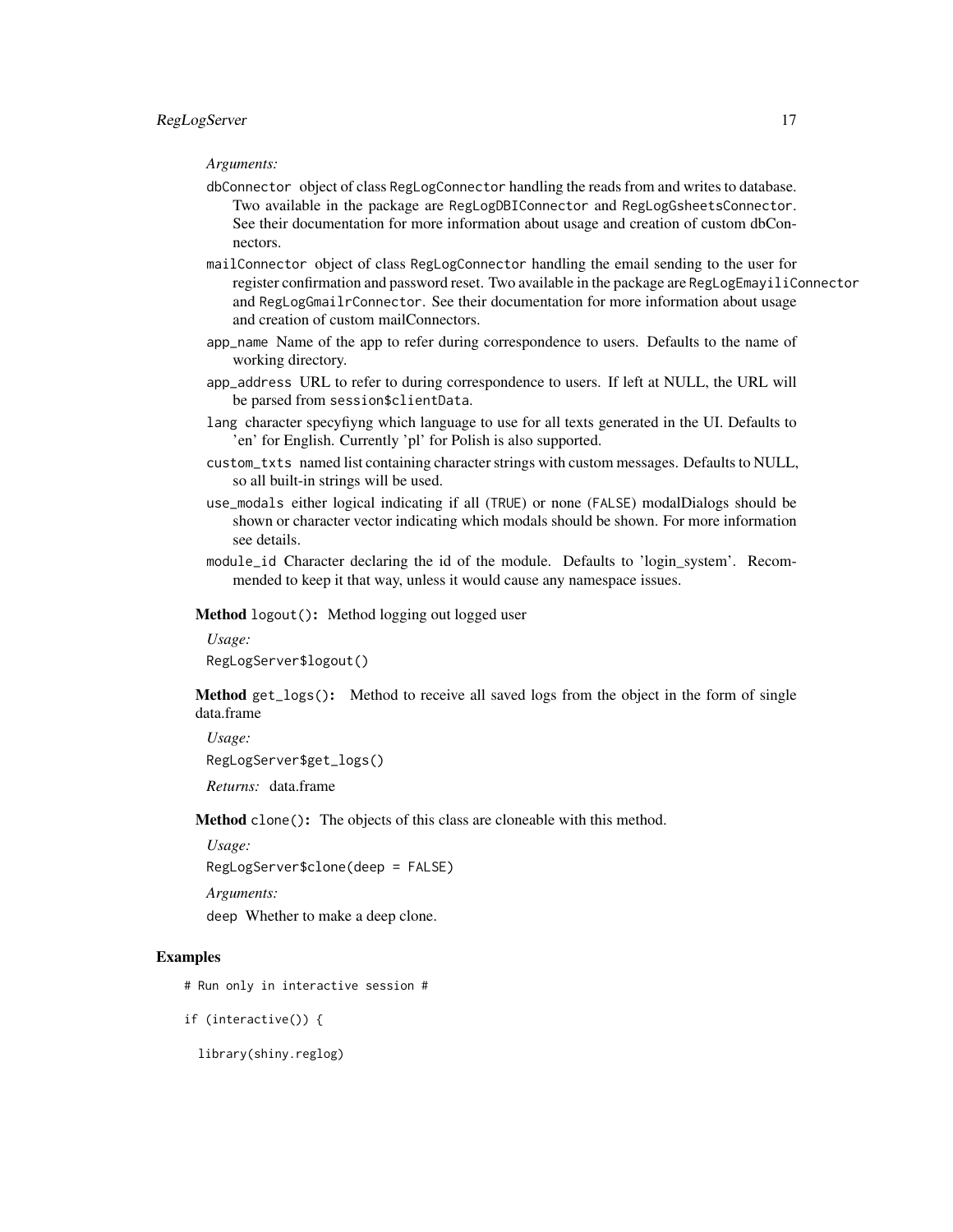*Arguments:*

`dbConnector` object of class `RegLogConnector` handling the reads from and writes to database. Two available in the package are `RegLogDBIConnector` and `RegLogGsheetsConnector`. See their documentation for more information about usage and creation of custom dbConnectors.

`mailConnector` object of class `RegLogConnector` handling the email sending to the user for register confirmation and password reset. Two available in the package are `RegLogEmayiliConnector` and `RegLogGmailrConnector`. See their documentation for more information about usage and creation of custom mailConnectors.

`app_name` Name of the app to refer during correspondence to users. Defaults to the name of working directory.

`app_address` URL to refer to during correspondence to users. If left at NULL, the URL will be parsed from `session$clientData`.

`lang` character specyfiyng which language to use for all texts generated in the UI. Defaults to 'en' for English. Currently 'pl' for Polish is also supported.

`custom_txts` named list containing character strings with custom messages. Defaults to NULL, so all built-in strings will be used.

`use_modals` either logical indicating if all (`TRUE`) or none (`FALSE`) modalDialogs should be shown or character vector indicating which modals should be shown. For more information see details.

`module_id` Character declaring the id of the module. Defaults to 'login_system'. Recommended to keep it that way, unless it would cause any namespace issues.

**Method** `logout()`**:** Method logging out logged user

*Usage:*

```
RegLogServer$logout()
```

**Method** `get_logs()`**:** Method to receive all saved logs from the object in the form of single data.frame

*Usage:*

```
RegLogServer$get_logs()
```

*Returns:* data.frame

**Method** `clone()`**:** The objects of this class are cloneable with this method.

*Usage:*

```
RegLogServer$clone(deep = FALSE)
```

*Arguments:*

`deep` Whether to make a deep clone.

## Examples

```
# Run only in interactive session #

if (interactive()) {

  library(shiny.reglog)
```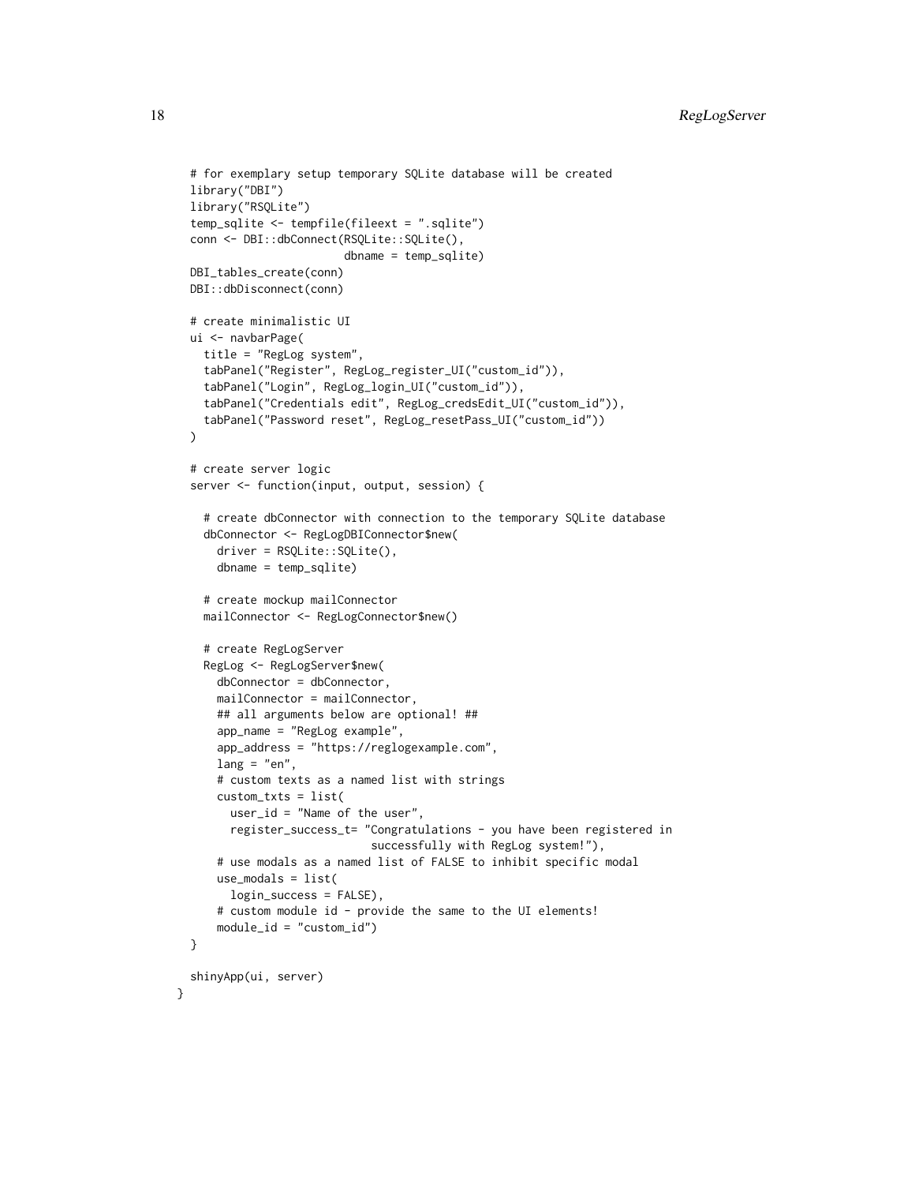```
  # for exemplary setup temporary SQLite database will be created
  library("DBI")
  library("RSQLite")
  temp_sqlite <- tempfile(fileext = ".sqlite")
  conn <- DBI::dbConnect(RSQLite::SQLite(),
                         dbname = temp_sqlite)
  DBI_tables_create(conn)
  DBI::dbDisconnect(conn)

  # create minimalistic UI
  ui <- navbarPage(
    title = "RegLog system",
    tabPanel("Register", RegLog_register_UI("custom_id")),
    tabPanel("Login", RegLog_login_UI("custom_id")),
    tabPanel("Credentials edit", RegLog_credsEdit_UI("custom_id")),
    tabPanel("Password reset", RegLog_resetPass_UI("custom_id"))
  )

  # create server logic
  server <- function(input, output, session) {

    # create dbConnector with connection to the temporary SQLite database
    dbConnector <- RegLogDBIConnector$new(
      driver = RSQLite::SQLite(),
      dbname = temp_sqlite)

    # create mockup mailConnector
    mailConnector <- RegLogConnector$new()

    # create RegLogServer
    RegLog <- RegLogServer$new(
      dbConnector = dbConnector,
      mailConnector = mailConnector,
      ## all arguments below are optional! ##
      app_name = "RegLog example",
      app_address = "https://reglogexample.com",
      lang = "en",
      # custom texts as a named list with strings
      custom_txts = list(
        user_id = "Name of the user",
        register_success_t= "Congratulations - you have been registered in
                             successfully with RegLog system!"),
      # use modals as a named list of FALSE to inhibit specific modal
      use_modals = list(
        login_success = FALSE),
      # custom module id - provide the same to the UI elements!
      module_id = "custom_id")
  }

  shinyApp(ui, server)
}
```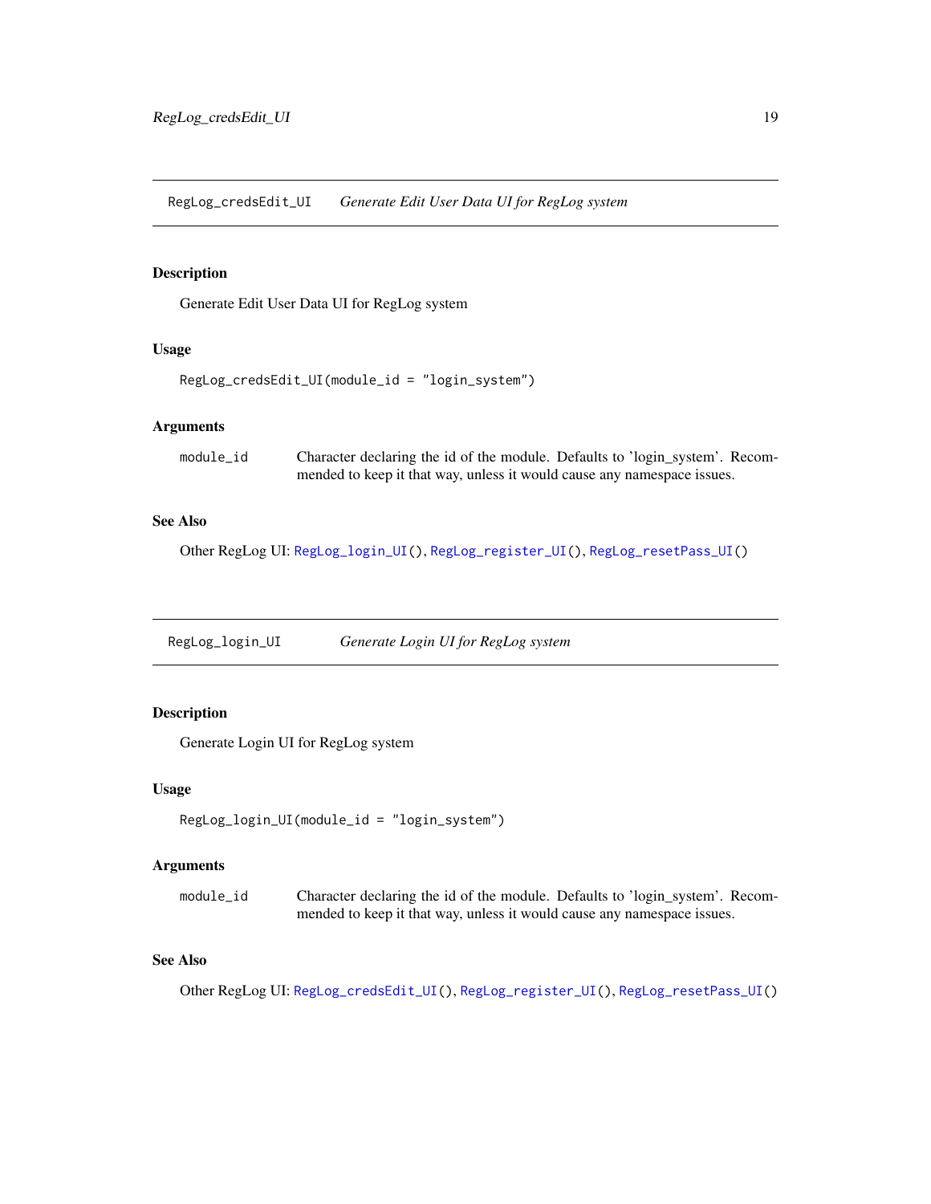## RegLog_credsEdit_UI    *Generate Edit User Data UI for RegLog system*

### Description

Generate Edit User Data UI for RegLog system

### Usage

```
RegLog_credsEdit_UI(module_id = "login_system")
```

### Arguments

| | |
|---|---|
| `module_id` | Character declaring the id of the module. Defaults to 'login_system'. Recommended to keep it that way, unless it would cause any namespace issues. |

### See Also

Other RegLog UI: `RegLog_login_UI()`, `RegLog_register_UI()`, `RegLog_resetPass_UI()`

## RegLog_login_UI    *Generate Login UI for RegLog system*

### Description

Generate Login UI for RegLog system

### Usage

```
RegLog_login_UI(module_id = "login_system")
```

### Arguments

| | |
|---|---|
| `module_id` | Character declaring the id of the module. Defaults to 'login_system'. Recommended to keep it that way, unless it would cause any namespace issues. |

### See Also

Other RegLog UI: `RegLog_credsEdit_UI()`, `RegLog_register_UI()`, `RegLog_resetPass_UI()`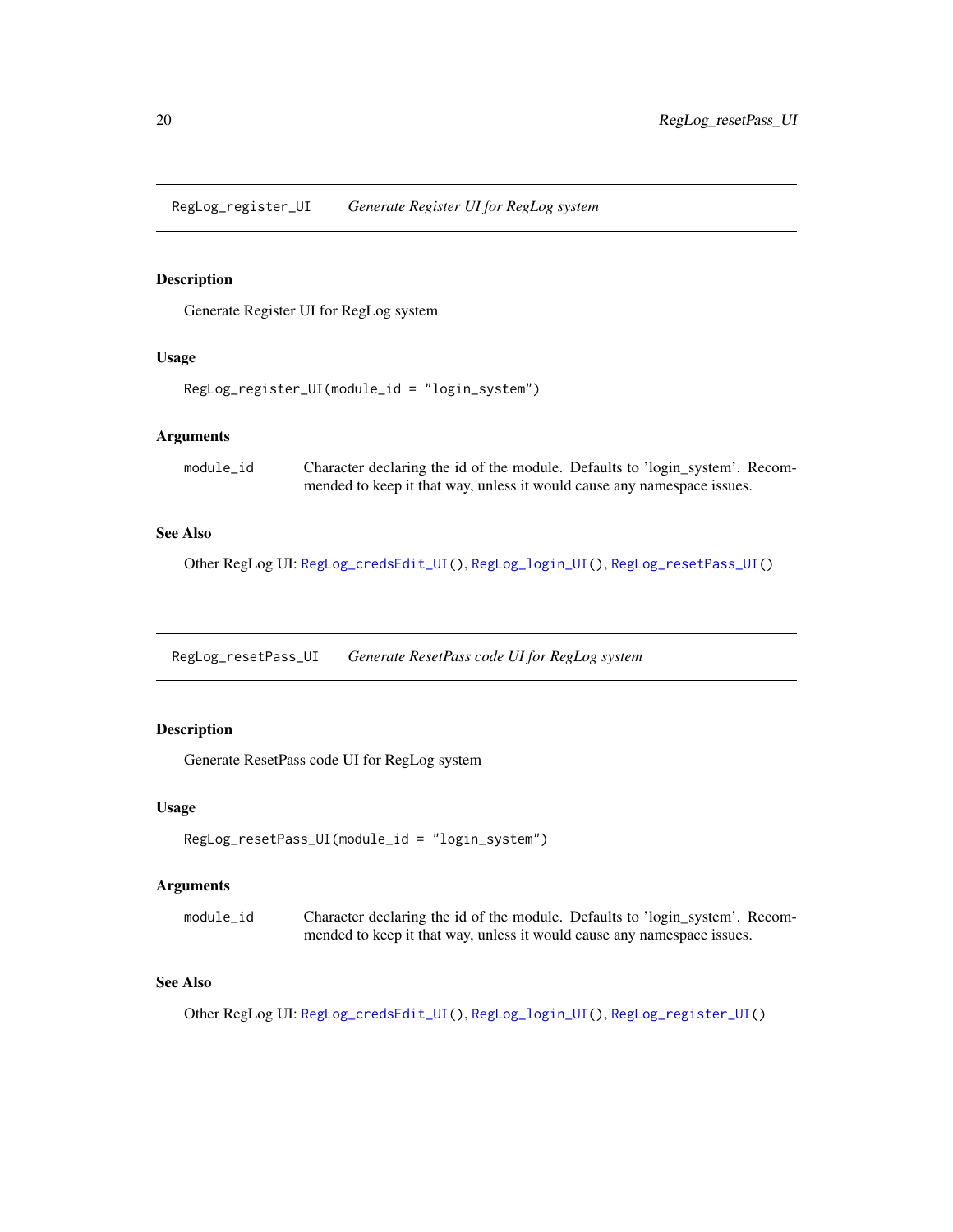## `RegLog_register_UI` *Generate Register UI for RegLog system*

### Description

Generate Register UI for RegLog system

### Usage

```
RegLog_register_UI(module_id = "login_system")
```

### Arguments

| | |
|---|---|
| `module_id` | Character declaring the id of the module. Defaults to 'login_system'. Recommended to keep it that way, unless it would cause any namespace issues. |

### See Also

Other RegLog UI: `RegLog_credsEdit_UI()`, `RegLog_login_UI()`, `RegLog_resetPass_UI()`

## `RegLog_resetPass_UI` *Generate ResetPass code UI for RegLog system*

### Description

Generate ResetPass code UI for RegLog system

### Usage

```
RegLog_resetPass_UI(module_id = "login_system")
```

### Arguments

| | |
|---|---|
| `module_id` | Character declaring the id of the module. Defaults to 'login_system'. Recommended to keep it that way, unless it would cause any namespace issues. |

### See Also

Other RegLog UI: `RegLog_credsEdit_UI()`, `RegLog_login_UI()`, `RegLog_register_UI()`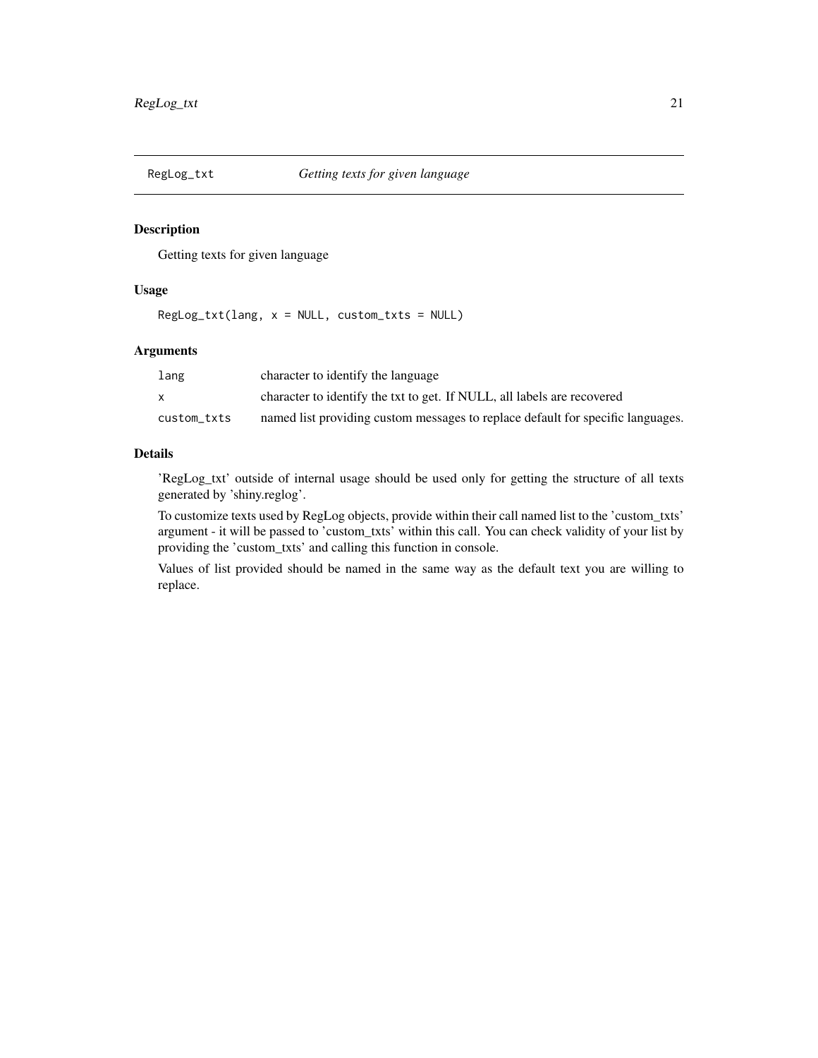## RegLog_txt — *Getting texts for given language*

### Description

Getting texts for given language

### Usage

```
RegLog_txt(lang, x = NULL, custom_txts = NULL)
```

### Arguments

| | |
|---|---|
| `lang` | character to identify the language |
| `x` | character to identify the txt to get. If NULL, all labels are recovered |
| `custom_txts` | named list providing custom messages to replace default for specific languages. |

### Details

'RegLog_txt' outside of internal usage should be used only for getting the structure of all texts generated by 'shiny.reglog'.

To customize texts used by RegLog objects, provide within their call named list to the 'custom_txts' argument - it will be passed to 'custom_txts' within this call. You can check validity of your list by providing the 'custom_txts' and calling this function in console.

Values of list provided should be named in the same way as the default text you are willing to replace.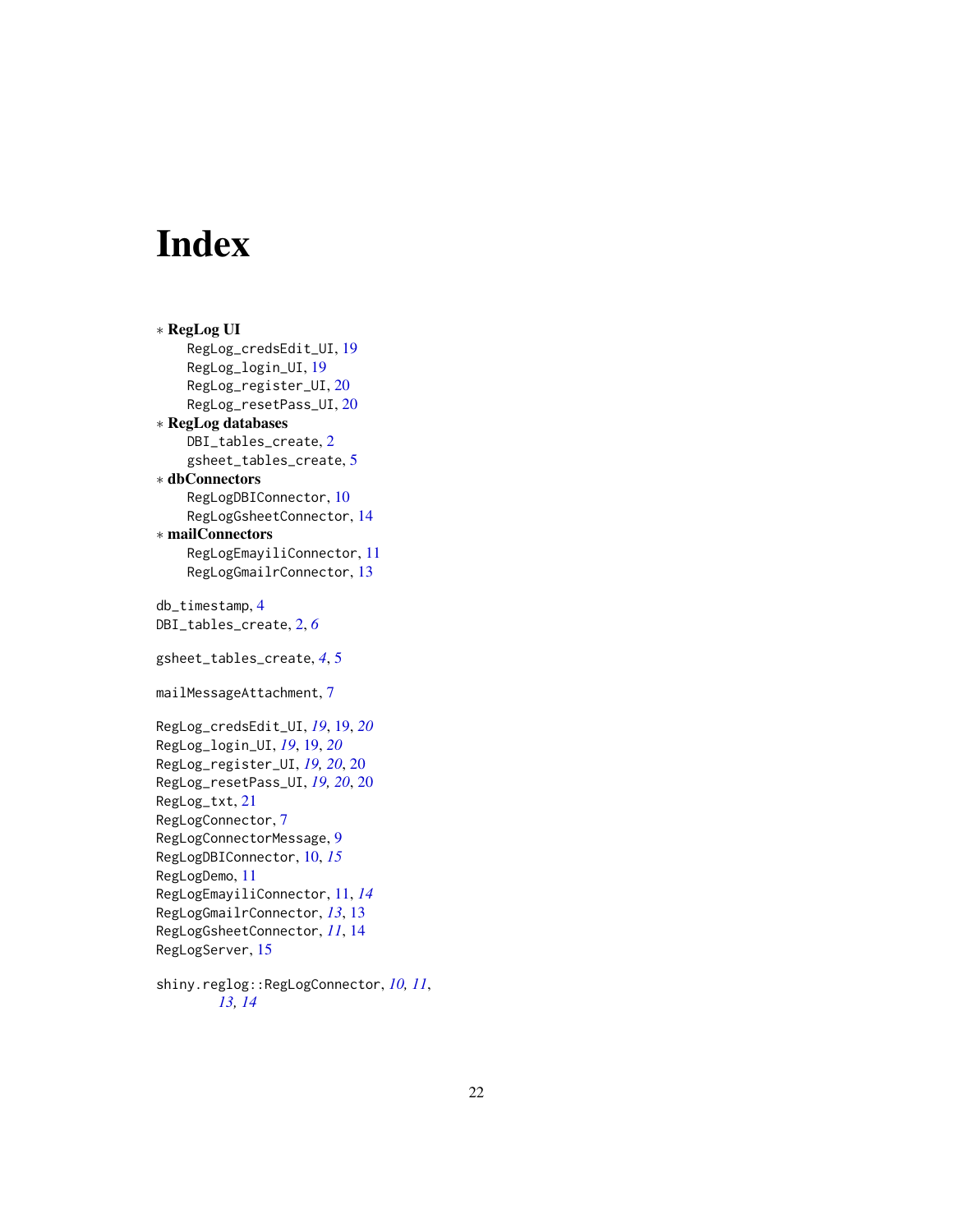# Index

* **RegLog UI**
    - RegLog_credsEdit_UI, 19
    - RegLog_login_UI, 19
    - RegLog_register_UI, 20
    - RegLog_resetPass_UI, 20
* **RegLog databases**
    - DBI_tables_create, 2
    - gsheet_tables_create, 5
* **dbConnectors**
    - RegLogDBIConnector, 10
    - RegLogGsheetConnector, 14
* **mailConnectors**
    - RegLogEmayiliConnector, 11
    - RegLogGmailrConnector, 13

db_timestamp, 4
DBI_tables_create, 2, *6*

gsheet_tables_create, *4*, 5

mailMessageAttachment, 7

RegLog_credsEdit_UI, *19*, 19, *20*
RegLog_login_UI, *19*, 19, *20*
RegLog_register_UI, *19, 20*, 20
RegLog_resetPass_UI, *19, 20*, 20
RegLog_txt, 21
RegLogConnector, 7
RegLogConnectorMessage, 9
RegLogDBIConnector, 10, *15*
RegLogDemo, 11
RegLogEmayiliConnector, 11, *14*
RegLogGmailrConnector, *13*, 13
RegLogGsheetConnector, *11*, 14
RegLogServer, 15

shiny.reglog::RegLogConnector, *10, 11, 13, 14*